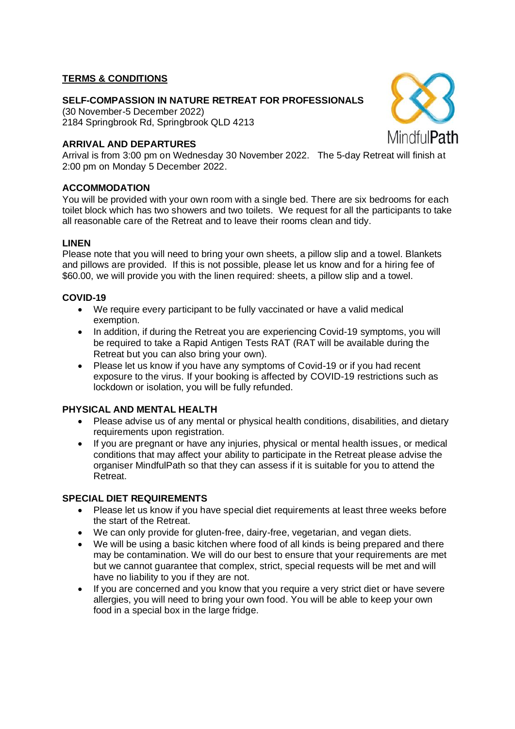# TERMS & CONDITIONS

## SELF-COMPASSION IN NATURE RETREAT FOR PROFESSIONALS

(30 November-5 December 2022)
2184 Springbrook Rd, Springbrook QLD 4213

### ARRIVAL AND DEPARTURES

Arrival is from 3:00 pm on Wednesday 30 November 2022. The 5-day Retreat will finish at 2:00 pm on Monday 5 December 2022.

### ACCOMMODATION

You will be provided with your own room with a single bed. There are six bedrooms for each toilet block which has two showers and two toilets. We request for all the participants to take all reasonable care of the Retreat and to leave their rooms clean and tidy.

### LINEN

Please note that you will need to bring your own sheets, a pillow slip and a towel. Blankets and pillows are provided. If this is not possible, please let us know and for a hiring fee of $60.00, we will provide you with the linen required: sheets, a pillow slip and a towel.

### COVID-19

- We require every participant to be fully vaccinated or have a valid medical exemption.
- In addition, if during the Retreat you are experiencing Covid-19 symptoms, you will be required to take a Rapid Antigen Tests RAT (RAT will be available during the Retreat but you can also bring your own).
- Please let us know if you have any symptoms of Covid-19 or if you had recent exposure to the virus. If your booking is affected by COVID-19 restrictions such as lockdown or isolation, you will be fully refunded.

### PHYSICAL AND MENTAL HEALTH

- Please advise us of any mental or physical health conditions, disabilities, and dietary requirements upon registration.
- If you are pregnant or have any injuries, physical or mental health issues, or medical conditions that may affect your ability to participate in the Retreat please advise the organiser MindfulPath so that they can assess if it is suitable for you to attend the Retreat.

### SPECIAL DIET REQUIREMENTS

- Please let us know if you have special diet requirements at least three weeks before the start of the Retreat.
- We can only provide for gluten-free, dairy-free, vegetarian, and vegan diets.
- We will be using a basic kitchen where food of all kinds is being prepared and there may be contamination. We will do our best to ensure that your requirements are met but we cannot guarantee that complex, strict, special requests will be met and will have no liability to you if they are not.
- If you are concerned and you know that you require a very strict diet or have severe allergies, you will need to bring your own food. You will be able to keep your own food in a special box in the large fridge.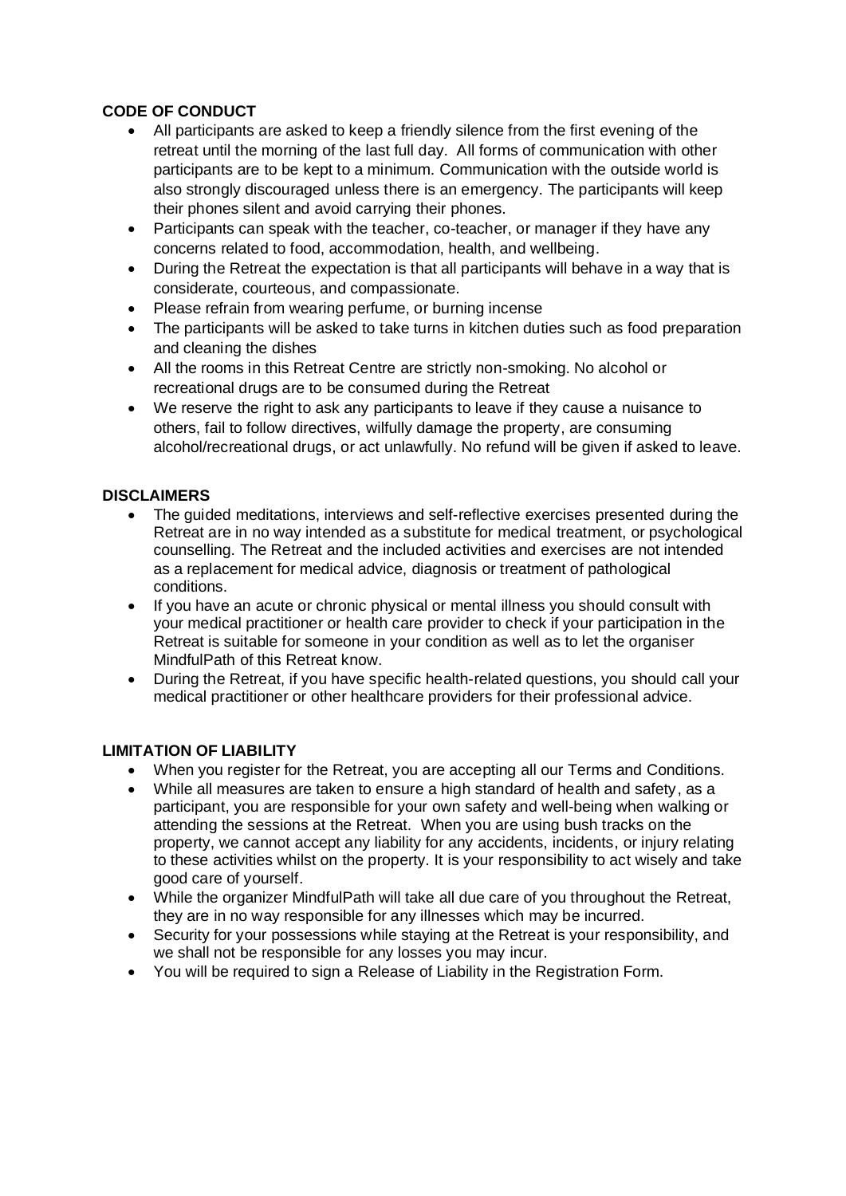**CODE OF CONDUCT**

- All participants are asked to keep a friendly silence from the first evening of the retreat until the morning of the last full day. All forms of communication with other participants are to be kept to a minimum. Communication with the outside world is also strongly discouraged unless there is an emergency. The participants will keep their phones silent and avoid carrying their phones.
- Participants can speak with the teacher, co-teacher, or manager if they have any concerns related to food, accommodation, health, and wellbeing.
- During the Retreat the expectation is that all participants will behave in a way that is considerate, courteous, and compassionate.
- Please refrain from wearing perfume, or burning incense
- The participants will be asked to take turns in kitchen duties such as food preparation and cleaning the dishes
- All the rooms in this Retreat Centre are strictly non-smoking. No alcohol or recreational drugs are to be consumed during the Retreat
- We reserve the right to ask any participants to leave if they cause a nuisance to others, fail to follow directives, wilfully damage the property, are consuming alcohol/recreational drugs, or act unlawfully. No refund will be given if asked to leave.

**DISCLAIMERS**

- The guided meditations, interviews and self-reflective exercises presented during the Retreat are in no way intended as a substitute for medical treatment, or psychological counselling. The Retreat and the included activities and exercises are not intended as a replacement for medical advice, diagnosis or treatment of pathological conditions.
- If you have an acute or chronic physical or mental illness you should consult with your medical practitioner or health care provider to check if your participation in the Retreat is suitable for someone in your condition as well as to let the organiser MindfulPath of this Retreat know.
- During the Retreat, if you have specific health-related questions, you should call your medical practitioner or other healthcare providers for their professional advice.

**LIMITATION OF LIABILITY**

- When you register for the Retreat, you are accepting all our Terms and Conditions.
- While all measures are taken to ensure a high standard of health and safety, as a participant, you are responsible for your own safety and well-being when walking or attending the sessions at the Retreat. When you are using bush tracks on the property, we cannot accept any liability for any accidents, incidents, or injury relating to these activities whilst on the property. It is your responsibility to act wisely and take good care of yourself.
- While the organizer MindfulPath will take all due care of you throughout the Retreat, they are in no way responsible for any illnesses which may be incurred.
- Security for your possessions while staying at the Retreat is your responsibility, and we shall not be responsible for any losses you may incur.
- You will be required to sign a Release of Liability in the Registration Form.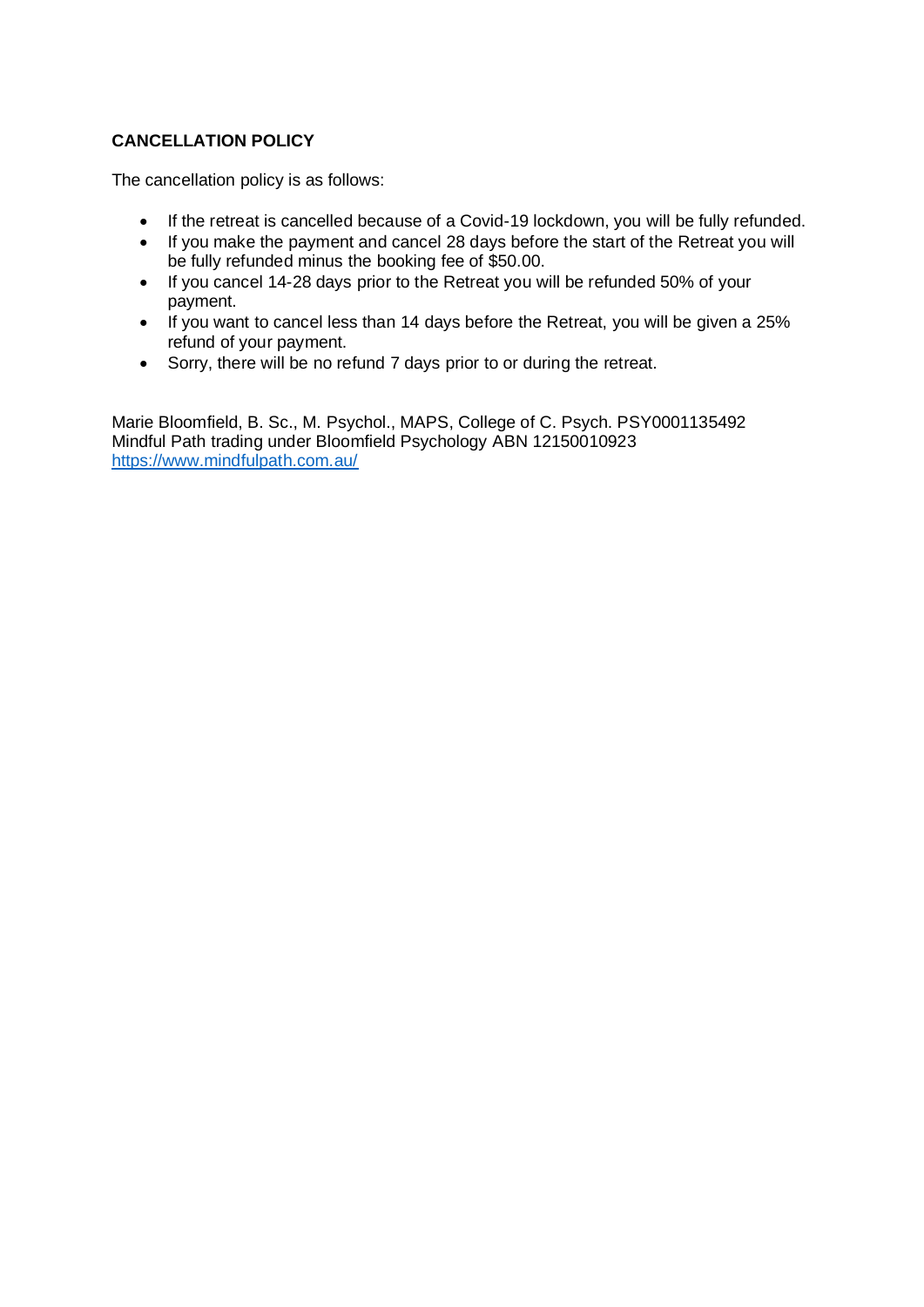**CANCELLATION POLICY**

The cancellation policy is as follows:

- If the retreat is cancelled because of a Covid-19 lockdown, you will be fully refunded.
- If you make the payment and cancel 28 days before the start of the Retreat you will be fully refunded minus the booking fee of $50.00.
- If you cancel 14-28 days prior to the Retreat you will be refunded 50% of your payment.
- If you want to cancel less than 14 days before the Retreat, you will be given a 25% refund of your payment.
- Sorry, there will be no refund 7 days prior to or during the retreat.

Marie Bloomfield, B. Sc., M. Psychol., MAPS, College of C. Psych. PSY0001135492
Mindful Path trading under Bloomfield Psychology ABN 12150010923
[https://www.mindfulpath.com.au/](https://www.mindfulpath.com.au/)